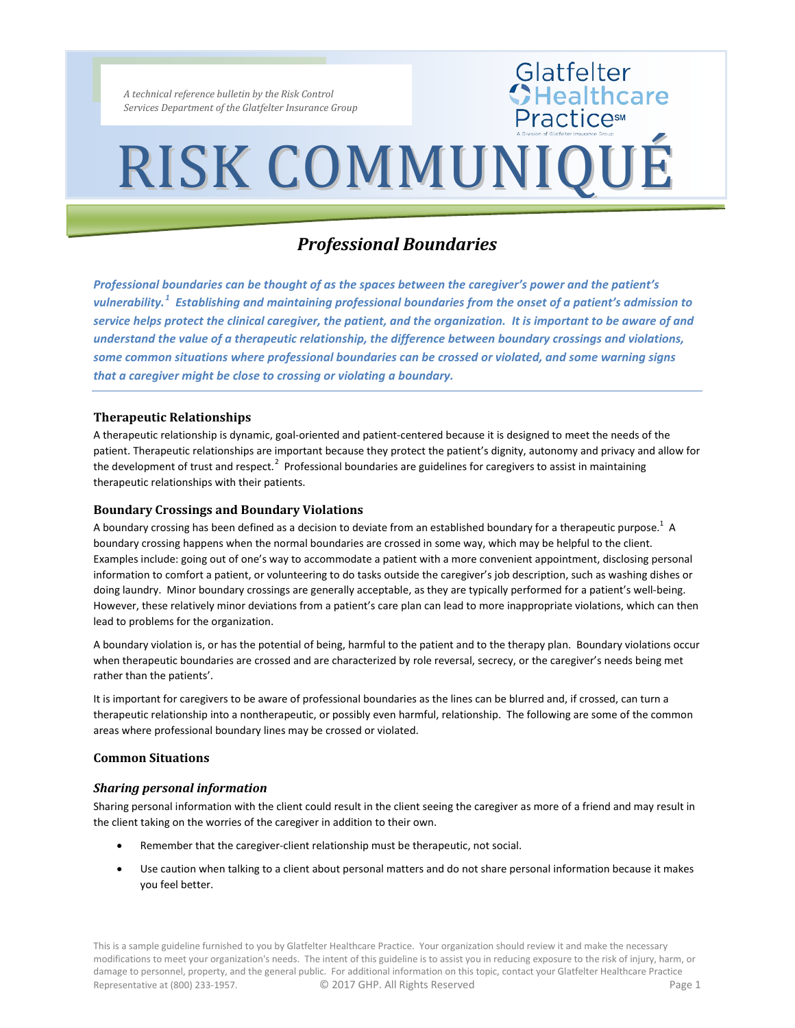*A technical reference bulletin by the Risk Control Services Department of the Glatfelter Insurance Group*

Glatfelter Healthcare Practice[SM]
A Division of Glatfelter Insurance Group

# RISK COMMUNIQUÉ

## *Professional Boundaries*

***Professional boundaries can be thought of as the spaces between the caregiver's power and the patient's vulnerability.[1] Establishing and maintaining professional boundaries from the onset of a patient's admission to service helps protect the clinical caregiver, the patient, and the organization. It is important to be aware of and understand the value of a therapeutic relationship, the difference between boundary crossings and violations, some common situations where professional boundaries can be crossed or violated, and some warning signs that a caregiver might be close to crossing or violating a boundary.***

### Therapeutic Relationships

A therapeutic relationship is dynamic, goal-oriented and patient-centered because it is designed to meet the needs of the patient. Therapeutic relationships are important because they protect the patient's dignity, autonomy and privacy and allow for the development of trust and respect.[2] Professional boundaries are guidelines for caregivers to assist in maintaining therapeutic relationships with their patients.

### Boundary Crossings and Boundary Violations

A boundary crossing has been defined as a decision to deviate from an established boundary for a therapeutic purpose.[1] A boundary crossing happens when the normal boundaries are crossed in some way, which may be helpful to the client. Examples include: going out of one's way to accommodate a patient with a more convenient appointment, disclosing personal information to comfort a patient, or volunteering to do tasks outside the caregiver's job description, such as washing dishes or doing laundry. Minor boundary crossings are generally acceptable, as they are typically performed for a patient's well-being. However, these relatively minor deviations from a patient's care plan can lead to more inappropriate violations, which can then lead to problems for the organization.

A boundary violation is, or has the potential of being, harmful to the patient and to the therapy plan. Boundary violations occur when therapeutic boundaries are crossed and are characterized by role reversal, secrecy, or the caregiver's needs being met rather than the patients'.

It is important for caregivers to be aware of professional boundaries as the lines can be blurred and, if crossed, can turn a therapeutic relationship into a nontherapeutic, or possibly even harmful, relationship. The following are some of the common areas where professional boundary lines may be crossed or violated.

### Common Situations

#### *Sharing personal information*

Sharing personal information with the client could result in the client seeing the caregiver as more of a friend and may result in the client taking on the worries of the caregiver in addition to their own.

- Remember that the caregiver-client relationship must be therapeutic, not social.
- Use caution when talking to a client about personal matters and do not share personal information because it makes you feel better.

This is a sample guideline furnished to you by Glatfelter Healthcare Practice. Your organization should review it and make the necessary modifications to meet your organization's needs. The intent of this guideline is to assist you in reducing exposure to the risk of injury, harm, or damage to personnel, property, and the general public. For additional information on this topic, contact your Glatfelter Healthcare Practice Representative at (800) 233-1957. © 2017 GHP. All Rights Reserved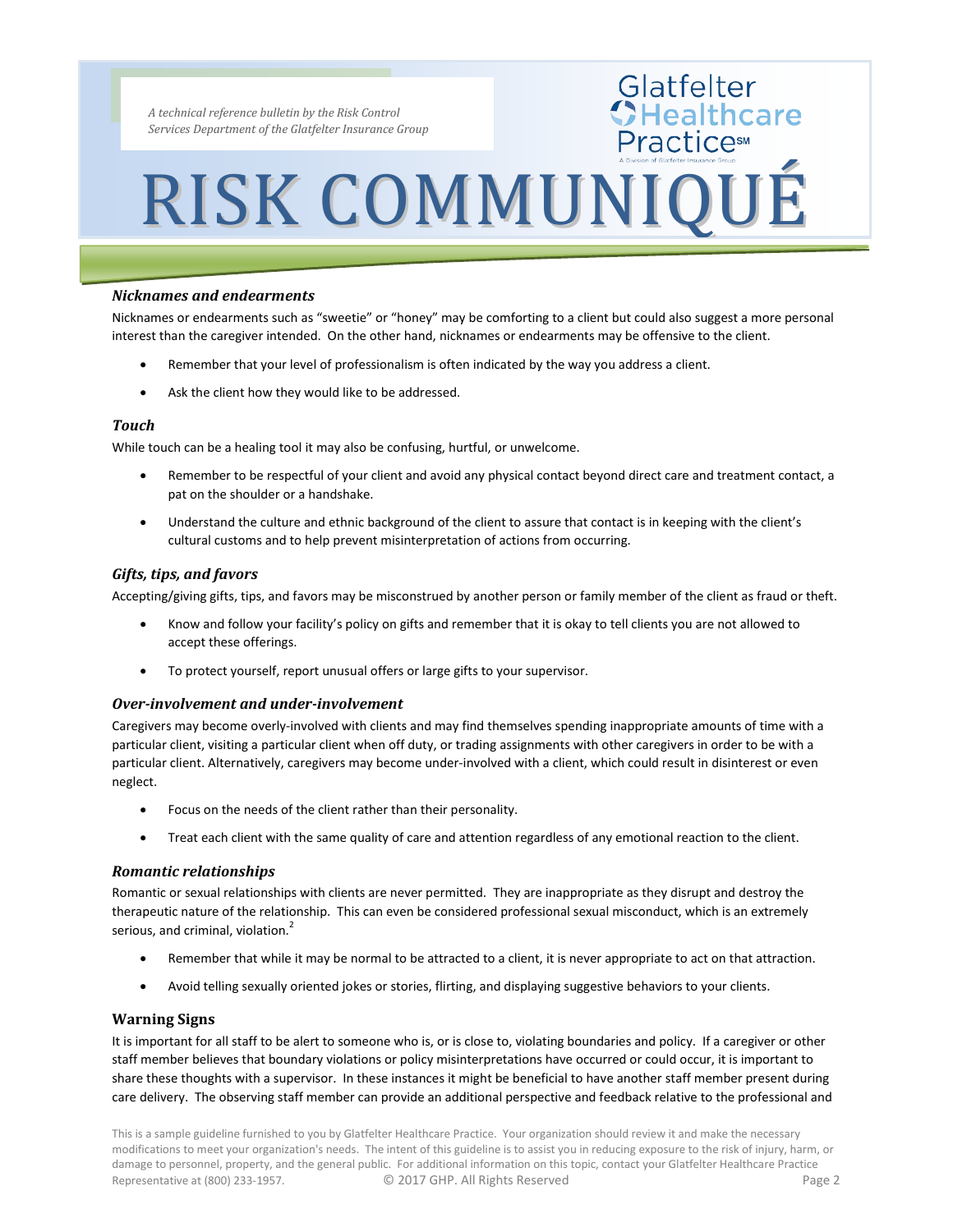### *Nicknames and endearments*

Nicknames or endearments such as "sweetie" or "honey" may be comforting to a client but could also suggest a more personal interest than the caregiver intended. On the other hand, nicknames or endearments may be offensive to the client.

- Remember that your level of professionalism is often indicated by the way you address a client.
- Ask the client how they would like to be addressed.

### *Touch*

While touch can be a healing tool it may also be confusing, hurtful, or unwelcome.

- Remember to be respectful of your client and avoid any physical contact beyond direct care and treatment contact, a pat on the shoulder or a handshake.
- Understand the culture and ethnic background of the client to assure that contact is in keeping with the client's cultural customs and to help prevent misinterpretation of actions from occurring.

### *Gifts, tips, and favors*

Accepting/giving gifts, tips, and favors may be misconstrued by another person or family member of the client as fraud or theft.

- Know and follow your facility's policy on gifts and remember that it is okay to tell clients you are not allowed to accept these offerings.
- To protect yourself, report unusual offers or large gifts to your supervisor.

### *Over-involvement and under-involvement*

Caregivers may become overly-involved with clients and may find themselves spending inappropriate amounts of time with a particular client, visiting a particular client when off duty, or trading assignments with other caregivers in order to be with a particular client. Alternatively, caregivers may become under-involved with a client, which could result in disinterest or even neglect.

- Focus on the needs of the client rather than their personality.
- Treat each client with the same quality of care and attention regardless of any emotional reaction to the client.

### *Romantic relationships*

Romantic or sexual relationships with clients are never permitted. They are inappropriate as they disrupt and destroy the therapeutic nature of the relationship. This can even be considered professional sexual misconduct, which is an extremely serious, and criminal, violation.[2]

- Remember that while it may be normal to be attracted to a client, it is never appropriate to act on that attraction.
- Avoid telling sexually oriented jokes or stories, flirting, and displaying suggestive behaviors to your clients.

## Warning Signs

It is important for all staff to be alert to someone who is, or is close to, violating boundaries and policy. If a caregiver or other staff member believes that boundary violations or policy misinterpretations have occurred or could occur, it is important to share these thoughts with a supervisor. In these instances it might be beneficial to have another staff member present during care delivery. The observing staff member can provide an additional perspective and feedback relative to the professional and

This is a sample guideline furnished to you by Glatfelter Healthcare Practice. Your organization should review it and make the necessary modifications to meet your organization's needs. The intent of this guideline is to assist you in reducing exposure to the risk of injury, harm, or damage to personnel, property, and the general public. For additional information on this topic, contact your Glatfelter Healthcare Practice Representative at (800) 233-1957. © 2017 GHP. All Rights Reserved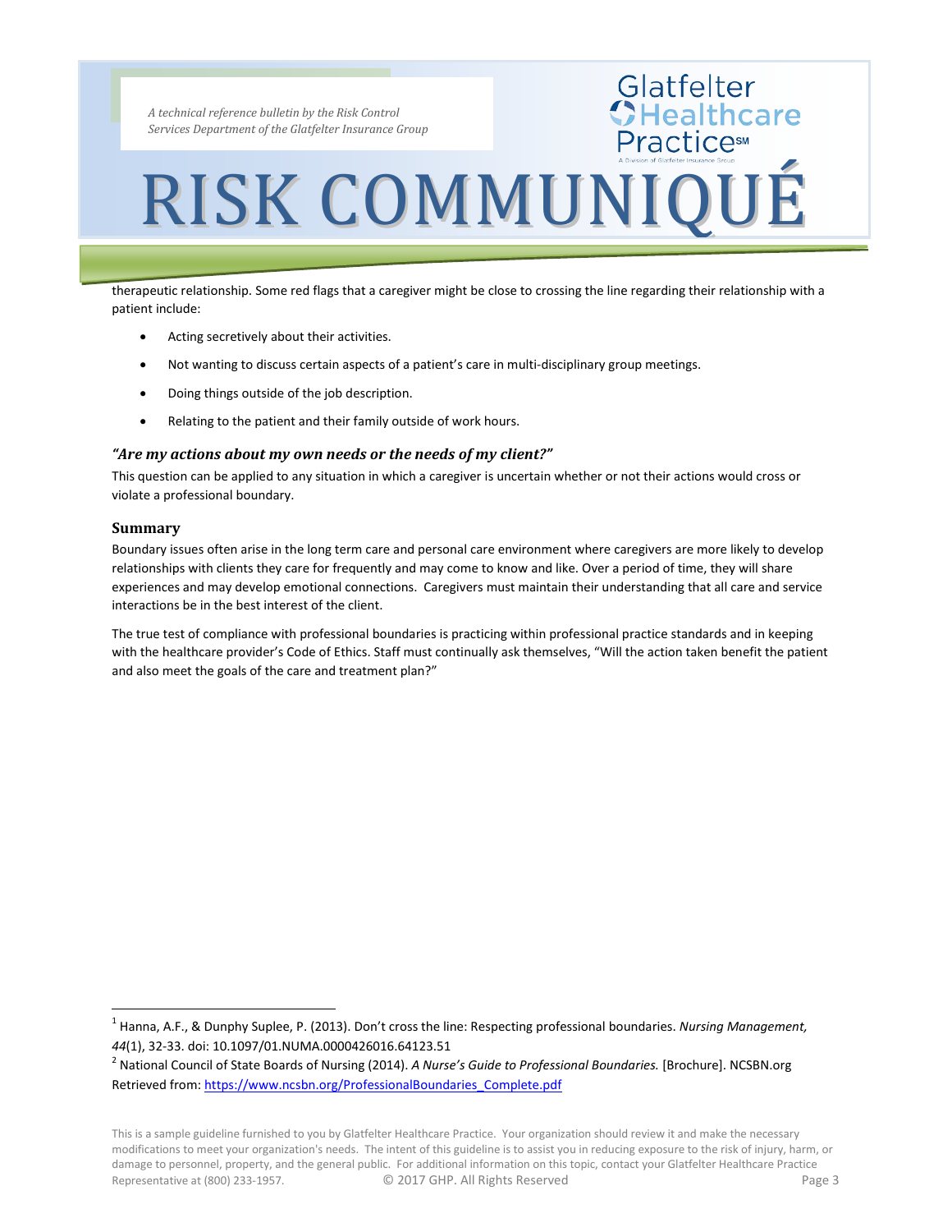therapeutic relationship. Some red flags that a caregiver might be close to crossing the line regarding their relationship with a patient include:

- Acting secretively about their activities.
- Not wanting to discuss certain aspects of a patient's care in multi-disciplinary group meetings.
- Doing things outside of the job description.
- Relating to the patient and their family outside of work hours.

### *"Are my actions about my own needs or the needs of my client?"*

This question can be applied to any situation in which a caregiver is uncertain whether or not their actions would cross or violate a professional boundary.

### Summary

Boundary issues often arise in the long term care and personal care environment where caregivers are more likely to develop relationships with clients they care for frequently and may come to know and like. Over a period of time, they will share experiences and may develop emotional connections. Caregivers must maintain their understanding that all care and service interactions be in the best interest of the client.

The true test of compliance with professional boundaries is practicing within professional practice standards and in keeping with the healthcare provider's Code of Ethics. Staff must continually ask themselves, "Will the action taken benefit the patient and also meet the goals of the care and treatment plan?"

---

[1] Hanna, A.F., & Dunphy Suplee, P. (2013). Don't cross the line: Respecting professional boundaries. *Nursing Management, 44*(1), 32-33. doi: 10.1097/01.NUMA.0000426016.64123.51

[2] National Council of State Boards of Nursing (2014). *A Nurse's Guide to Professional Boundaries.* [Brochure]. NCSBN.org Retrieved from: https://www.ncsbn.org/ProfessionalBoundaries_Complete.pdf

This is a sample guideline furnished to you by Glatfelter Healthcare Practice. Your organization should review it and make the necessary modifications to meet your organization's needs. The intent of this guideline is to assist you in reducing exposure to the risk of injury, harm, or damage to personnel, property, and the general public. For additional information on this topic, contact your Glatfelter Healthcare Practice Representative at (800) 233-1957.

© 2017 GHP. All Rights Reserved